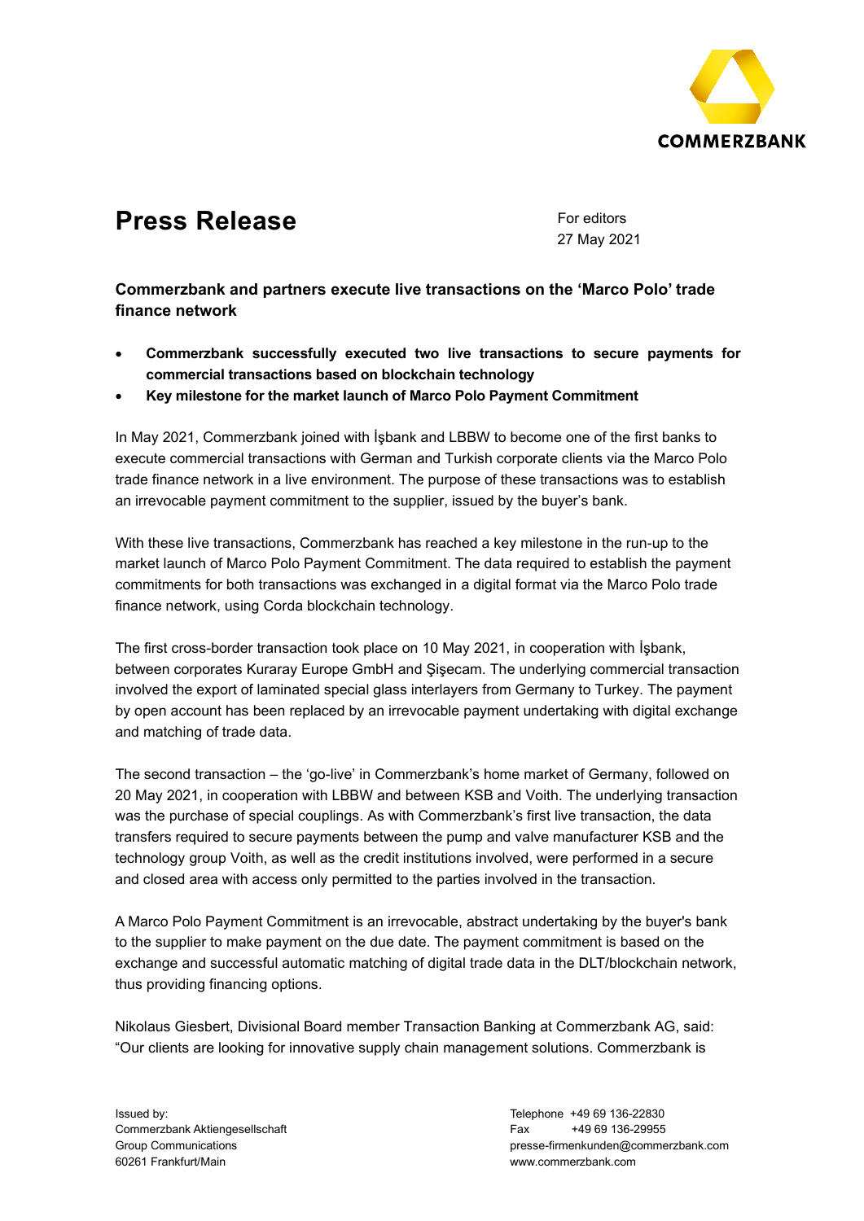# Press Release

For editors
27 May 2021

## Commerzbank and partners execute live transactions on the 'Marco Polo' trade finance network

- **Commerzbank successfully executed two live transactions to secure payments for commercial transactions based on blockchain technology**
- **Key milestone for the market launch of Marco Polo Payment Commitment**

In May 2021, Commerzbank joined with İşbank and LBBW to become one of the first banks to execute commercial transactions with German and Turkish corporate clients via the Marco Polo trade finance network in a live environment. The purpose of these transactions was to establish an irrevocable payment commitment to the supplier, issued by the buyer's bank.

With these live transactions, Commerzbank has reached a key milestone in the run-up to the market launch of Marco Polo Payment Commitment. The data required to establish the payment commitments for both transactions was exchanged in a digital format via the Marco Polo trade finance network, using Corda blockchain technology.

The first cross-border transaction took place on 10 May 2021, in cooperation with İşbank, between corporates Kuraray Europe GmbH and Şişecam. The underlying commercial transaction involved the export of laminated special glass interlayers from Germany to Turkey. The payment by open account has been replaced by an irrevocable payment undertaking with digital exchange and matching of trade data.

The second transaction – the 'go-live' in Commerzbank's home market of Germany, followed on 20 May 2021, in cooperation with LBBW and between KSB and Voith. The underlying transaction was the purchase of special couplings. As with Commerzbank's first live transaction, the data transfers required to secure payments between the pump and valve manufacturer KSB and the technology group Voith, as well as the credit institutions involved, were performed in a secure and closed area with access only permitted to the parties involved in the transaction.

A Marco Polo Payment Commitment is an irrevocable, abstract undertaking by the buyer's bank to the supplier to make payment on the due date. The payment commitment is based on the exchange and successful automatic matching of digital trade data in the DLT/blockchain network, thus providing financing options.

Nikolaus Giesbert, Divisional Board member Transaction Banking at Commerzbank AG, said: "Our clients are looking for innovative supply chain management solutions. Commerzbank is

Issued by:
Commerzbank Aktiengesellschaft
Group Communications
60261 Frankfurt/Main

Telephone +49 69 136-22830
Fax +49 69 136-29955
presse-firmenkunden@commerzbank.com
www.commerzbank.com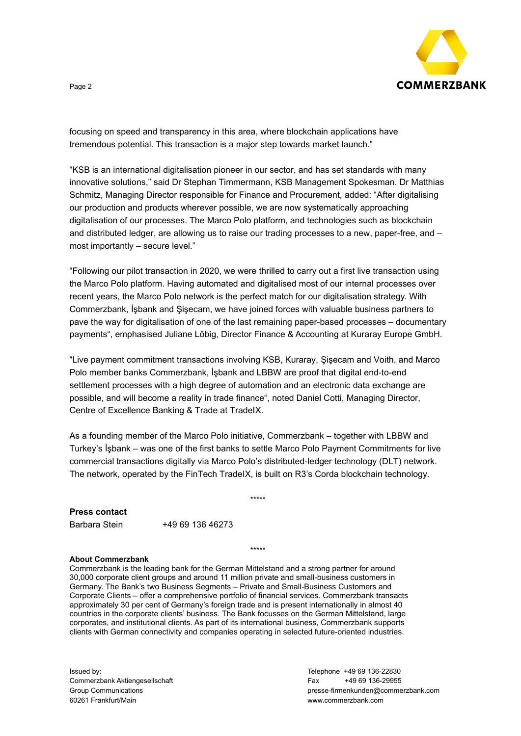focusing on speed and transparency in this area, where blockchain applications have tremendous potential. This transaction is a major step towards market launch."

"KSB is an international digitalisation pioneer in our sector, and has set standards with many innovative solutions," said Dr Stephan Timmermann, KSB Management Spokesman. Dr Matthias Schmitz, Managing Director responsible for Finance and Procurement, added: "After digitalising our production and products wherever possible, we are now systematically approaching digitalisation of our processes. The Marco Polo platform, and technologies such as blockchain and distributed ledger, are allowing us to raise our trading processes to a new, paper-free, and – most importantly – secure level."

"Following our pilot transaction in 2020, we were thrilled to carry out a first live transaction using the Marco Polo platform. Having automated and digitalised most of our internal processes over recent years, the Marco Polo network is the perfect match for our digitalisation strategy. With Commerzbank, İşbank and Şişecam, we have joined forces with valuable business partners to pave the way for digitalisation of one of the last remaining paper-based processes – documentary payments", emphasised Juliane Löbig, Director Finance & Accounting at Kuraray Europe GmbH.

"Live payment commitment transactions involving KSB, Kuraray, Şişecam and Voith, and Marco Polo member banks Commerzbank, İşbank and LBBW are proof that digital end-to-end settlement processes with a high degree of automation and an electronic data exchange are possible, and will become a reality in trade finance", noted Daniel Cotti, Managing Director, Centre of Excellence Banking & Trade at TradeIX.

As a founding member of the Marco Polo initiative, Commerzbank – together with LBBW and Turkey's İşbank – was one of the first banks to settle Marco Polo Payment Commitments for live commercial transactions digitally via Marco Polo's distributed-ledger technology (DLT) network. The network, operated by the FinTech TradeIX, is built on R3's Corda blockchain technology.

*****

**Press contact**

Barbara Stein +49 69 136 46273

*****

**About Commerzbank**

Commerzbank is the leading bank for the German Mittelstand and a strong partner for around 30,000 corporate client groups and around 11 million private and small-business customers in Germany. The Bank's two Business Segments – Private and Small-Business Customers and Corporate Clients – offer a comprehensive portfolio of financial services. Commerzbank transacts approximately 30 per cent of Germany's foreign trade and is present internationally in almost 40 countries in the corporate clients' business. The Bank focusses on the German Mittelstand, large corporates, and institutional clients. As part of its international business, Commerzbank supports clients with German connectivity and companies operating in selected future-oriented industries.

Issued by:
Commerzbank Aktiengesellschaft
Group Communications
60261 Frankfurt/Main

Telephone +49 69 136-22830
Fax +49 69 136-29955
presse-firmenkunden@commerzbank.com
www.commerzbank.com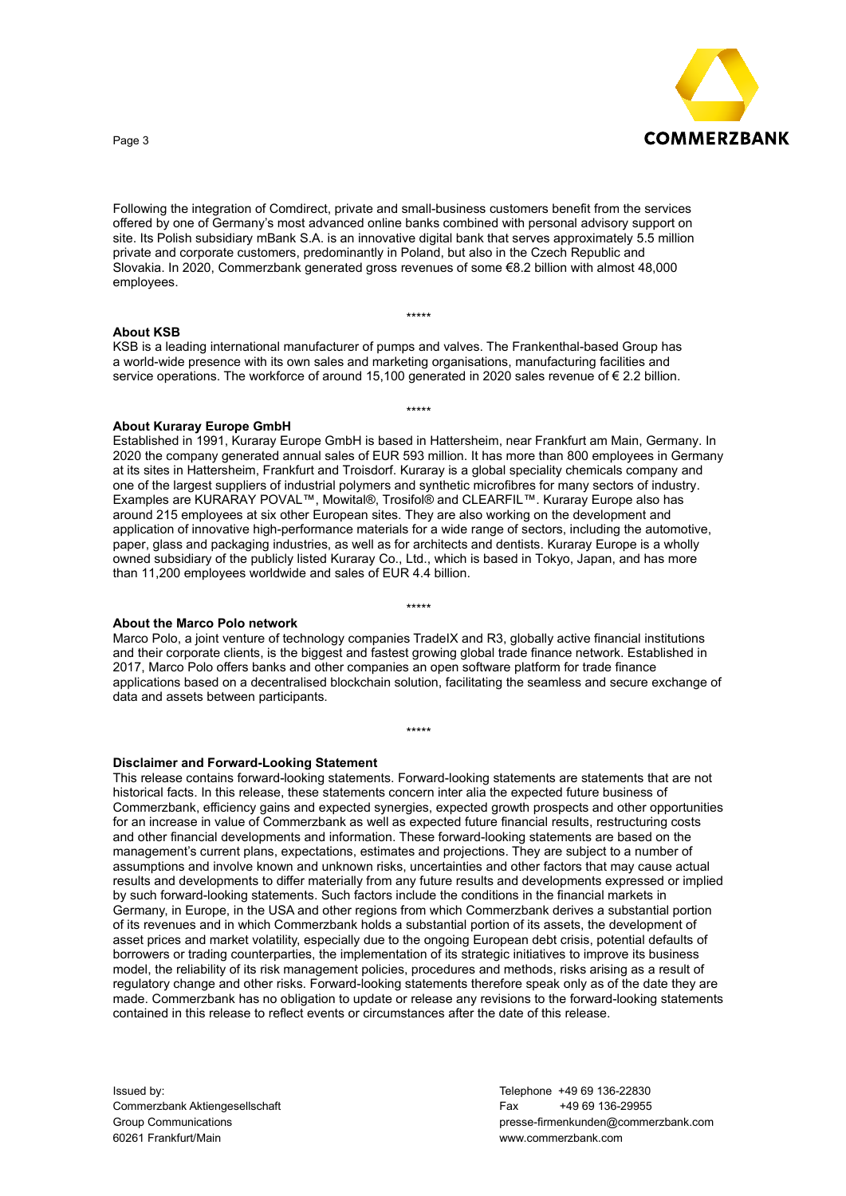Following the integration of Comdirect, private and small-business customers benefit from the services offered by one of Germany's most advanced online banks combined with personal advisory support on site. Its Polish subsidiary mBank S.A. is an innovative digital bank that serves approximately 5.5 million private and corporate customers, predominantly in Poland, but also in the Czech Republic and Slovakia. In 2020, Commerzbank generated gross revenues of some €8.2 billion with almost 48,000 employees.

*****

**About KSB**

KSB is a leading international manufacturer of pumps and valves. The Frankenthal-based Group has a world-wide presence with its own sales and marketing organisations, manufacturing facilities and service operations. The workforce of around 15,100 generated in 2020 sales revenue of € 2.2 billion.

*****

**About Kuraray Europe GmbH**

Established in 1991, Kuraray Europe GmbH is based in Hattersheim, near Frankfurt am Main, Germany. In 2020 the company generated annual sales of EUR 593 million. It has more than 800 employees in Germany at its sites in Hattersheim, Frankfurt and Troisdorf. Kuraray is a global speciality chemicals company and one of the largest suppliers of industrial polymers and synthetic microfibres for many sectors of industry. Examples are KURARAY POVAL™, Mowital®, Trosifol® and CLEARFIL™. Kuraray Europe also has around 215 employees at six other European sites. They are also working on the development and application of innovative high-performance materials for a wide range of sectors, including the automotive, paper, glass and packaging industries, as well as for architects and dentists. Kuraray Europe is a wholly owned subsidiary of the publicly listed Kuraray Co., Ltd., which is based in Tokyo, Japan, and has more than 11,200 employees worldwide and sales of EUR 4.4 billion.

*****

**About the Marco Polo network**

Marco Polo, a joint venture of technology companies TradeIX and R3, globally active financial institutions and their corporate clients, is the biggest and fastest growing global trade finance network. Established in 2017, Marco Polo offers banks and other companies an open software platform for trade finance applications based on a decentralised blockchain solution, facilitating the seamless and secure exchange of data and assets between participants.

*****

**Disclaimer and Forward-Looking Statement**

This release contains forward-looking statements. Forward-looking statements are statements that are not historical facts. In this release, these statements concern inter alia the expected future business of Commerzbank, efficiency gains and expected synergies, expected growth prospects and other opportunities for an increase in value of Commerzbank as well as expected future financial results, restructuring costs and other financial developments and information. These forward-looking statements are based on the management's current plans, expectations, estimates and projections. They are subject to a number of assumptions and involve known and unknown risks, uncertainties and other factors that may cause actual results and developments to differ materially from any future results and developments expressed or implied by such forward-looking statements. Such factors include the conditions in the financial markets in Germany, in Europe, in the USA and other regions from which Commerzbank derives a substantial portion of its revenues and in which Commerzbank holds a substantial portion of its assets, the development of asset prices and market volatility, especially due to the ongoing European debt crisis, potential defaults of borrowers or trading counterparties, the implementation of its strategic initiatives to improve its business model, the reliability of its risk management policies, procedures and methods, risks arising as a result of regulatory change and other risks. Forward-looking statements therefore speak only as of the date they are made. Commerzbank has no obligation to update or release any revisions to the forward-looking statements contained in this release to reflect events or circumstances after the date of this release.

Issued by:
Commerzbank Aktiengesellschaft
Group Communications
60261 Frankfurt/Main

Telephone +49 69 136-22830
Fax +49 69 136-29955
presse-firmenkunden@commerzbank.com
www.commerzbank.com